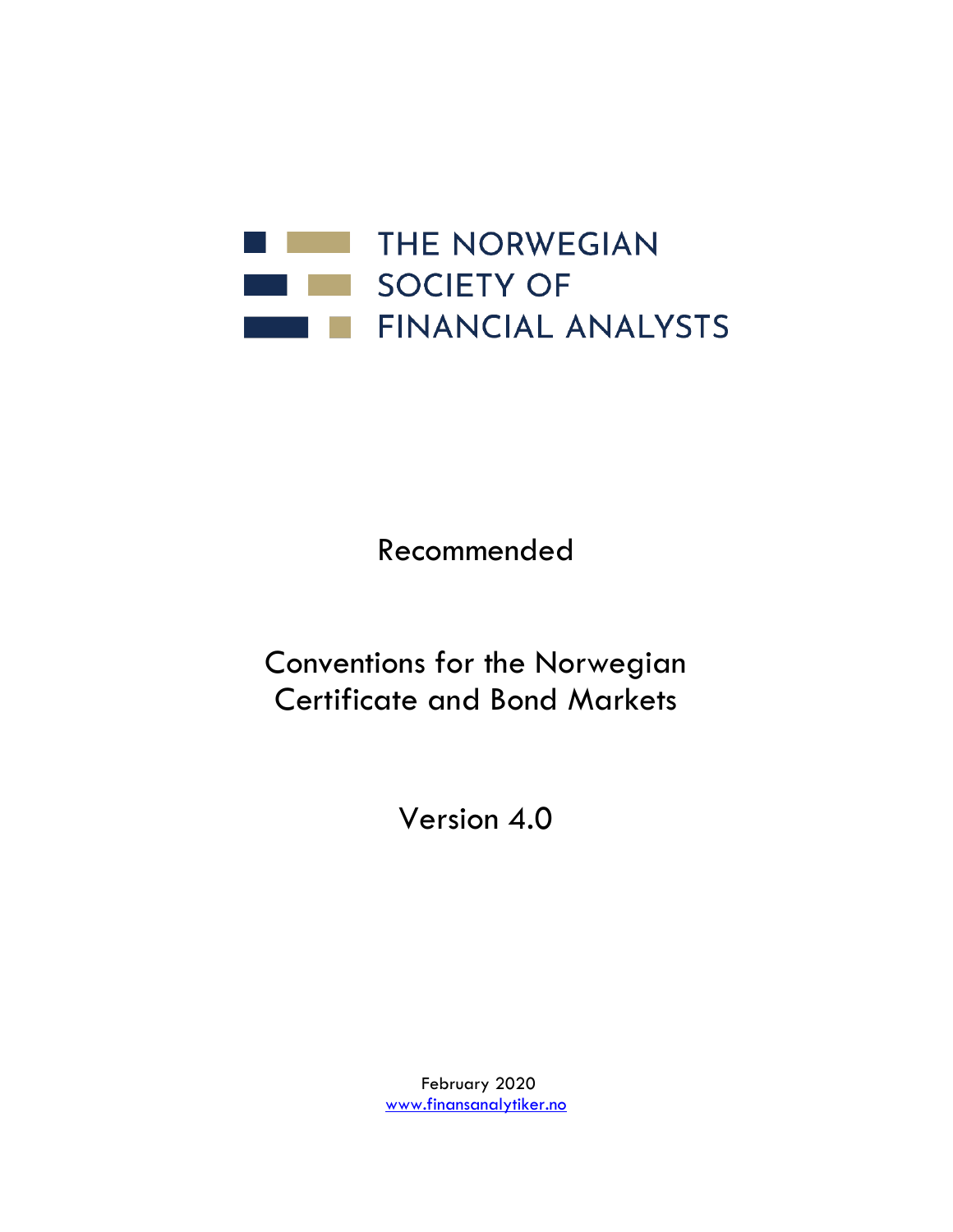THE NORWEGIAN
SOCIETY OF
FINANCIAL ANALYSTS

Recommended

# Conventions for the Norwegian Certificate and Bond Markets

Version 4.0

February 2020
www.finansanalytiker.no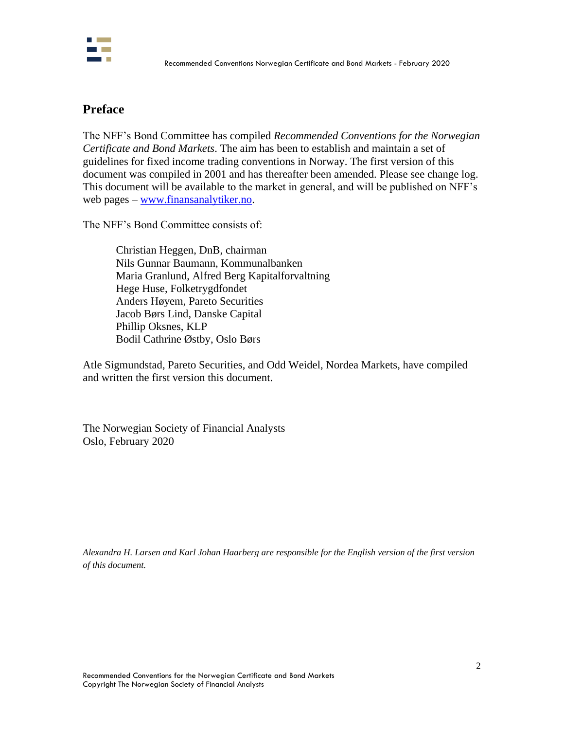# Preface

The NFF's Bond Committee has compiled *Recommended Conventions for the Norwegian Certificate and Bond Markets*. The aim has been to establish and maintain a set of guidelines for fixed income trading conventions in Norway. The first version of this document was compiled in 2001 and has thereafter been amended. Please see change log. This document will be available to the market in general, and will be published on NFF's web pages – [www.finansanalytiker.no](www.finansanalytiker.no).

The NFF's Bond Committee consists of:

Christian Heggen, DnB, chairman
Nils Gunnar Baumann, Kommunalbanken
Maria Granlund, Alfred Berg Kapitalforvaltning
Hege Huse, Folketrygdfondet
Anders Høyem, Pareto Securities
Jacob Børs Lind, Danske Capital
Phillip Oksnes, KLP
Bodil Cathrine Østby, Oslo Børs

Atle Sigmundstad, Pareto Securities, and Odd Weidel, Nordea Markets, have compiled and written the first version this document.

The Norwegian Society of Financial Analysts
Oslo, February 2020

*Alexandra H. Larsen and Karl Johan Haarberg are responsible for the English version of the first version of this document.*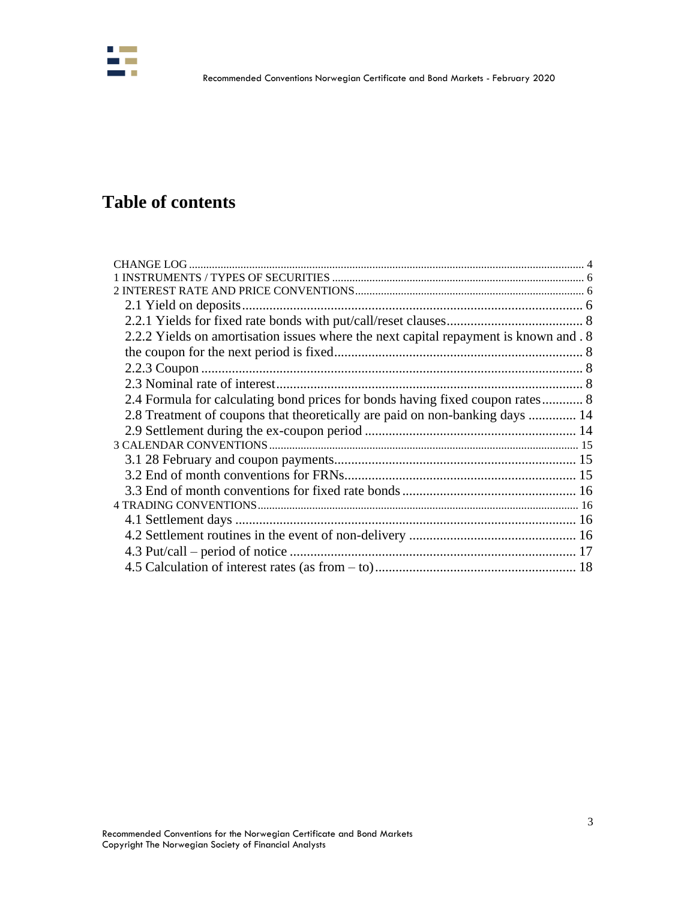# Table of contents

CHANGE LOG ........................................................................................................ 4
1 INSTRUMENTS / TYPES OF SECURITIES ........................................................ 6
2 INTEREST RATE AND PRICE CONVENTIONS ................................................. 6
    2.1 Yield on deposits .................................................................................... 6
    2.2.1 Yields for fixed rate bonds with put/call/reset clauses ................................. 8
    2.2.2 Yields on amortisation issues where the next capital repayment is known and . 8
    the coupon for the next period is fixed ............................................................ 8
    2.2.3 Coupon ................................................................................................ 8
    2.3 Nominal rate of interest ........................................................................... 8
    2.4 Formula for calculating bond prices for bonds having fixed coupon rates ............ 8
    2.8 Treatment of coupons that theoretically are paid on non-banking days ............. 14
    2.9 Settlement during the ex-coupon period ..................................................... 14
3 CALENDAR CONVENTIONS ................................................................................ 15
    3.1 28 February and coupon payments ............................................................ 15
    3.2 End of month conventions for FRNs .......................................................... 15
    3.3 End of month conventions for fixed rate bonds ........................................... 16
4 TRADING CONVENTIONS .................................................................................. 16
    4.1 Settlement days ..................................................................................... 16
    4.2 Settlement routines in the event of non-delivery ......................................... 16
    4.3 Put/call – period of notice ....................................................................... 17
    4.5 Calculation of interest rates (as from – to) ................................................. 18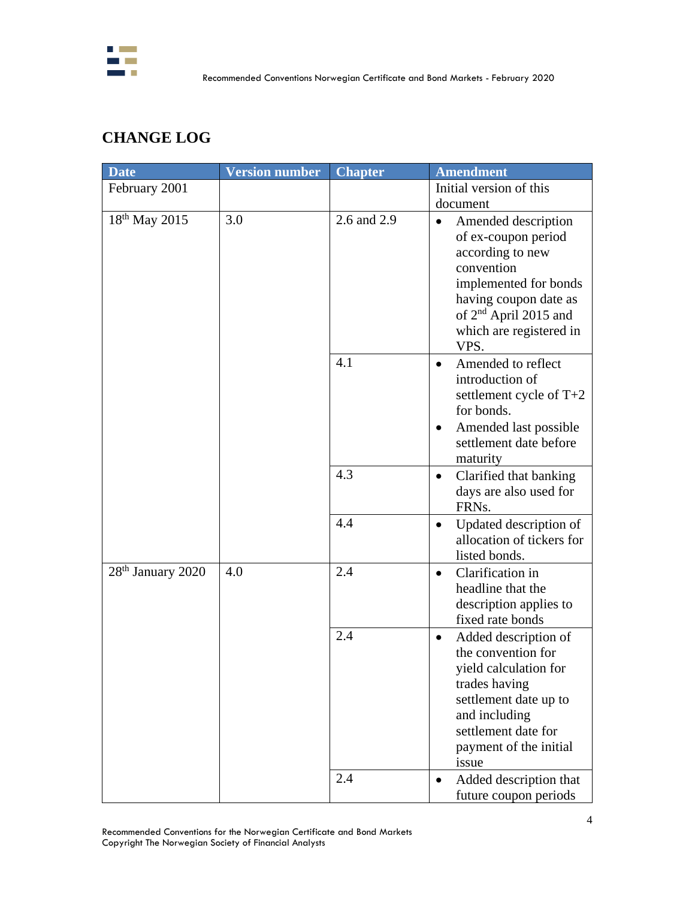## CHANGE LOG

| Date | Version number | Chapter | Amendment |
|---|---|---|---|
| February 2001 | | | Initial version of this document |
| 18th May 2015 | 3.0 | 2.6 and 2.9 | • Amended description of ex-coupon period according to new convention implemented for bonds having coupon date as of 2nd April 2015 and which are registered in VPS. |
| | | 4.1 | • Amended to reflect introduction of settlement cycle of T+2 for bonds. • Amended last possible settlement date before maturity |
| | | 4.3 | • Clarified that banking days are also used for FRNs. |
| | | 4.4 | • Updated description of allocation of tickers for listed bonds. |
| 28th January 2020 | 4.0 | 2.4 | • Clarification in headline that the description applies to fixed rate bonds |
| | | 2.4 | • Added description of the convention for yield calculation for trades having settlement date up to and including settlement date for payment of the initial issue |
| | | 2.4 | • Added description that future coupon periods |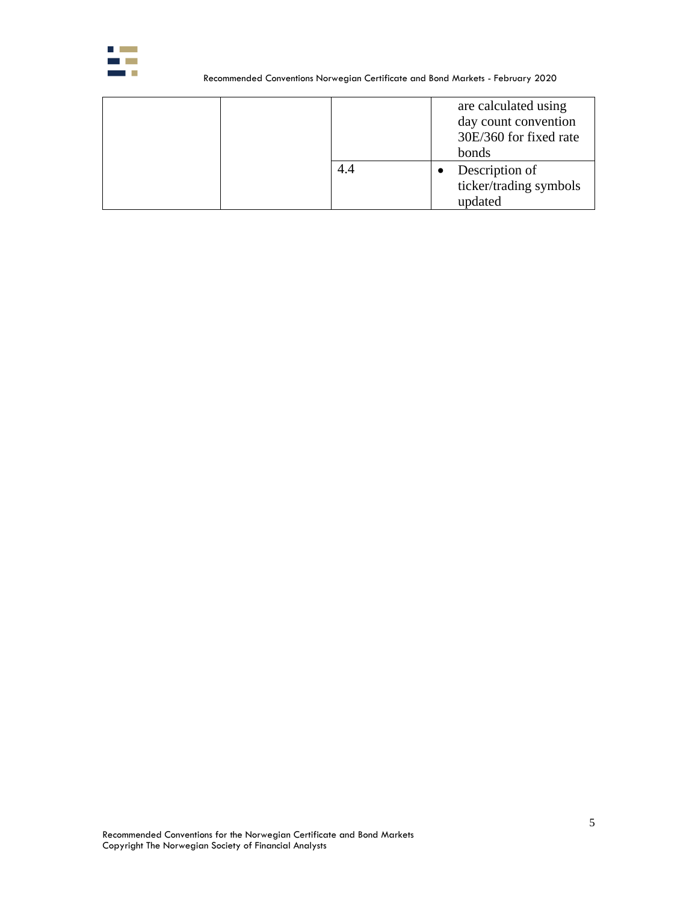| | | | |
|---|---|---|---|
| | | | are calculated using day count convention 30E/360 for fixed rate bonds |
| | | 4.4 | • Description of ticker/trading symbols updated |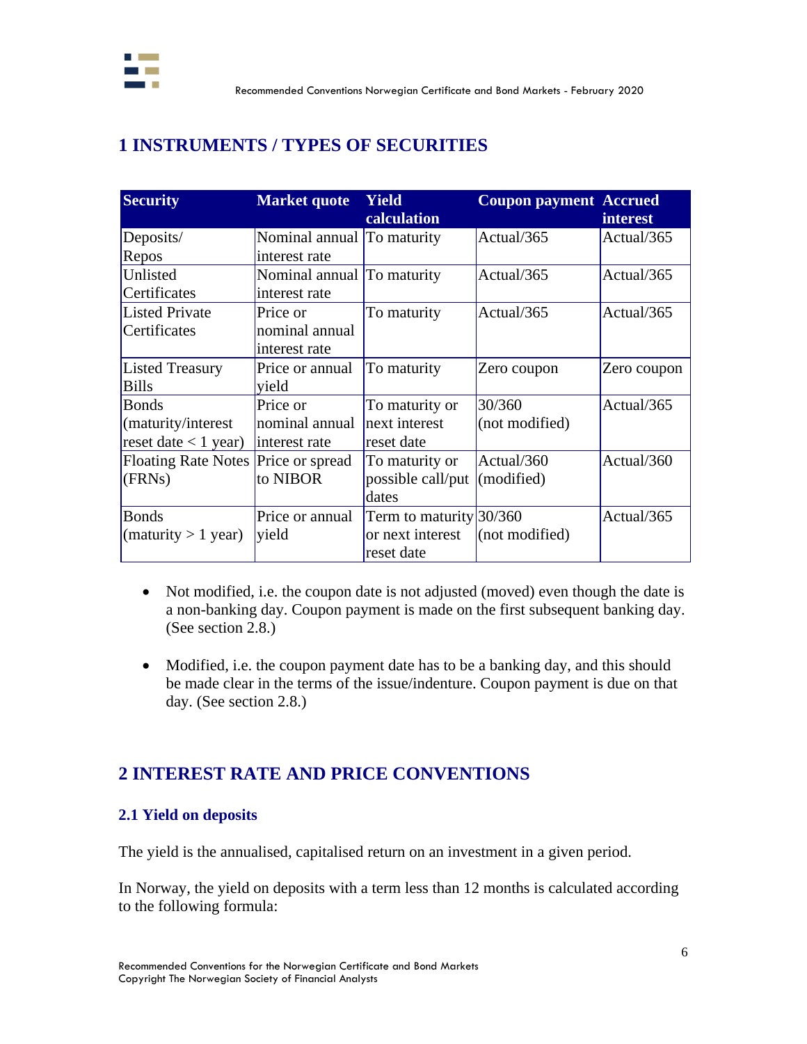# 1 INSTRUMENTS / TYPES OF SECURITIES

| Security | Market quote | Yield calculation | Coupon payment | Accrued interest |
|---|---|---|---|---|
| Deposits/ Repos | Nominal annual interest rate | To maturity | Actual/365 | Actual/365 |
| Unlisted Certificates | Nominal annual interest rate | To maturity | Actual/365 | Actual/365 |
| Listed Private Certificates | Price or nominal annual interest rate | To maturity | Actual/365 | Actual/365 |
| Listed Treasury Bills | Price or annual yield | To maturity | Zero coupon | Zero coupon |
| Bonds (maturity/interest reset date < 1 year) | Price or nominal annual interest rate | To maturity or next interest reset date | 30/360 (not modified) | Actual/365 |
| Floating Rate Notes (FRNs) | Price or spread to NIBOR | To maturity or possible call/put dates | Actual/360 (modified) | Actual/360 |
| Bonds (maturity > 1 year) | Price or annual yield | Term to maturity or next interest reset date | 30/360 (not modified) | Actual/365 |

- Not modified, i.e. the coupon date is not adjusted (moved) even though the date is a non-banking day. Coupon payment is made on the first subsequent banking day. (See section 2.8.)

- Modified, i.e. the coupon payment date has to be a banking day, and this should be made clear in the terms of the issue/indenture. Coupon payment is due on that day. (See section 2.8.)

# 2 INTEREST RATE AND PRICE CONVENTIONS

## 2.1 Yield on deposits

The yield is the annualised, capitalised return on an investment in a given period.

In Norway, the yield on deposits with a term less than 12 months is calculated according to the following formula: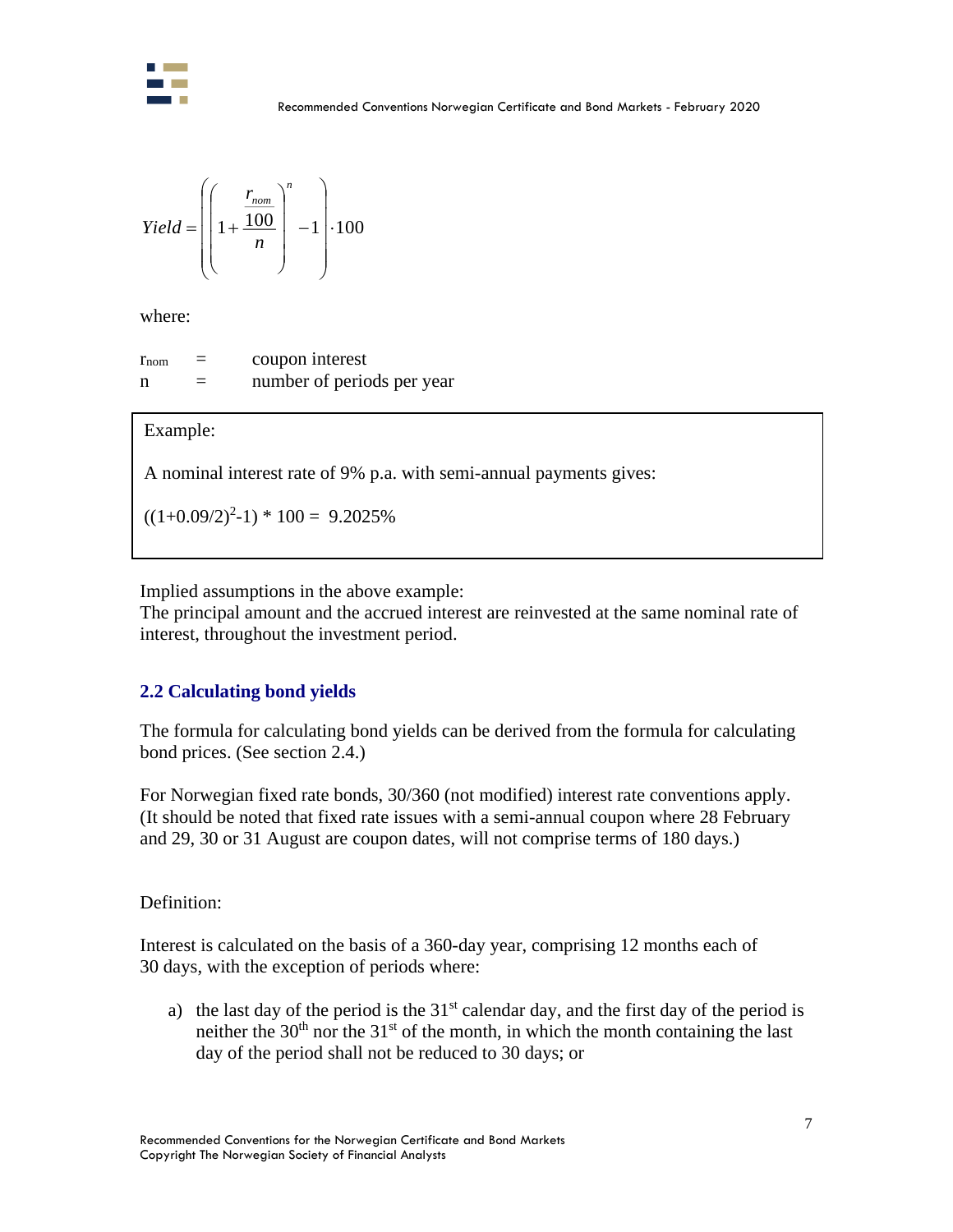$$Yield = \left( \left( 1 + \frac{\frac{r_{nom}}{100}}{n} \right)^{n} - 1 \right) \cdot 100$$

where:

$r_{nom}$ = coupon interest
n = number of periods per year

> Example:
>
> A nominal interest rate of 9% p.a. with semi-annual payments gives:
>
> $((1+0.09/2)^2-1) * 100 = 9.2025\%$

Implied assumptions in the above example:
The principal amount and the accrued interest are reinvested at the same nominal rate of interest, throughout the investment period.

## 2.2 Calculating bond yields

The formula for calculating bond yields can be derived from the formula for calculating bond prices. (See section 2.4.)

For Norwegian fixed rate bonds, 30/360 (not modified) interest rate conventions apply. (It should be noted that fixed rate issues with a semi-annual coupon where 28 February and 29, 30 or 31 August are coupon dates, will not comprise terms of 180 days.)

Definition:

Interest is calculated on the basis of a 360-day year, comprising 12 months each of 30 days, with the exception of periods where:

a) the last day of the period is the 31st calendar day, and the first day of the period is neither the 30th nor the 31st of the month, in which the month containing the last day of the period shall not be reduced to 30 days; or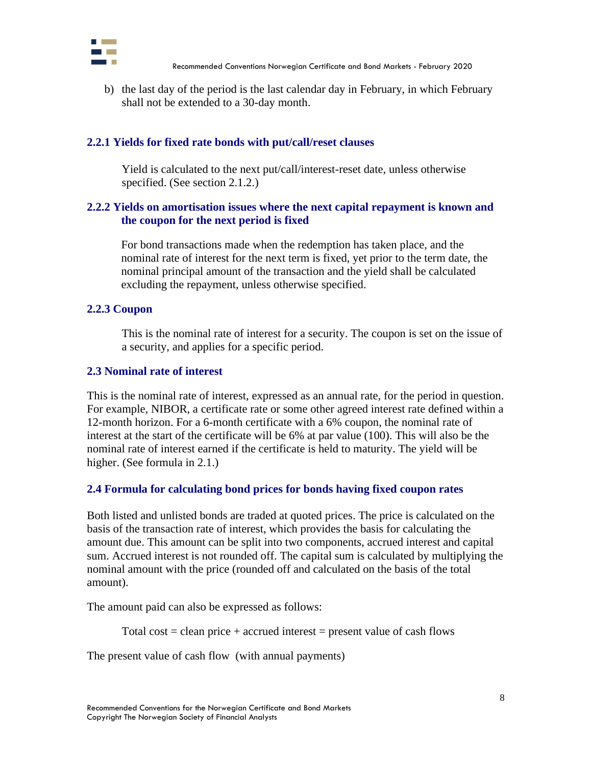b) the last day of the period is the last calendar day in February, in which February shall not be extended to a 30-day month.

### 2.2.1 Yields for fixed rate bonds with put/call/reset clauses

Yield is calculated to the next put/call/interest-reset date, unless otherwise specified. (See section 2.1.2.)

### 2.2.2 Yields on amortisation issues where the next capital repayment is known and the coupon for the next period is fixed

For bond transactions made when the redemption has taken place, and the nominal rate of interest for the next term is fixed, yet prior to the term date, the nominal principal amount of the transaction and the yield shall be calculated excluding the repayment, unless otherwise specified.

### 2.2.3 Coupon

This is the nominal rate of interest for a security. The coupon is set on the issue of a security, and applies for a specific period.

## 2.3 Nominal rate of interest

This is the nominal rate of interest, expressed as an annual rate, for the period in question. For example, NIBOR, a certificate rate or some other agreed interest rate defined within a 12-month horizon. For a 6-month certificate with a 6% coupon, the nominal rate of interest at the start of the certificate will be 6% at par value (100). This will also be the nominal rate of interest earned if the certificate is held to maturity. The yield will be higher. (See formula in 2.1.)

## 2.4 Formula for calculating bond prices for bonds having fixed coupon rates

Both listed and unlisted bonds are traded at quoted prices. The price is calculated on the basis of the transaction rate of interest, which provides the basis for calculating the amount due. This amount can be split into two components, accrued interest and capital sum. Accrued interest is not rounded off. The capital sum is calculated by multiplying the nominal amount with the price (rounded off and calculated on the basis of the total amount).

The amount paid can also be expressed as follows:

Total cost = clean price + accrued interest = present value of cash flows

The present value of cash flow (with annual payments)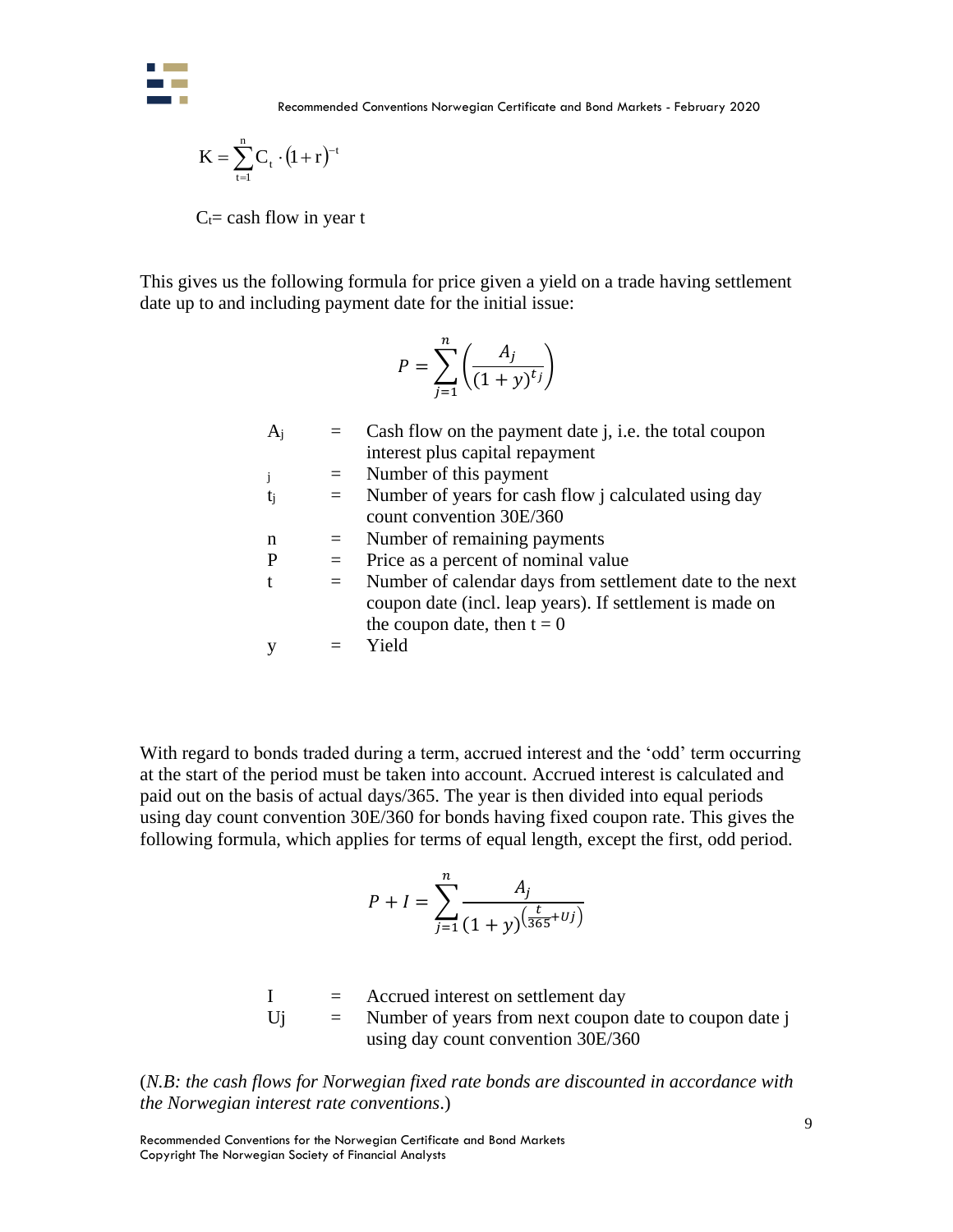$$K = \sum_{t=1}^{n} C_t \cdot (1+r)^{-t}$$

$C_t$ = cash flow in year t

This gives us the following formula for price given a yield on a trade having settlement date up to and including payment date for the initial issue:

$$P = \sum_{j=1}^{n} \left( \frac{A_j}{(1+y)^{t_j}} \right)$$

| | | |
|---|---|---|
| $A_j$ | = | Cash flow on the payment date j, i.e. the total coupon interest plus capital repayment |
| j | = | Number of this payment |
| $t_j$ | = | Number of years for cash flow j calculated using day count convention 30E/360 |
| n | = | Number of remaining payments |
| P | = | Price as a percent of nominal value |
| t | = | Number of calendar days from settlement date to the next coupon date (incl. leap years). If settlement is made on the coupon date, then t = 0 |
| y | = | Yield |

With regard to bonds traded during a term, accrued interest and the 'odd' term occurring at the start of the period must be taken into account. Accrued interest is calculated and paid out on the basis of actual days/365. The year is then divided into equal periods using day count convention 30E/360 for bonds having fixed coupon rate. This gives the following formula, which applies for terms of equal length, except the first, odd period.

$$P + I = \sum_{j=1}^{n} \frac{A_j}{(1+y)^{\left(\frac{t}{365} + Uj\right)}}$$

| | | |
|---|---|---|
| I | = | Accrued interest on settlement day |
| Uj | = | Number of years from next coupon date to coupon date j using day count convention 30E/360 |

(*N.B: the cash flows for Norwegian fixed rate bonds are discounted in accordance with the Norwegian interest rate conventions.*)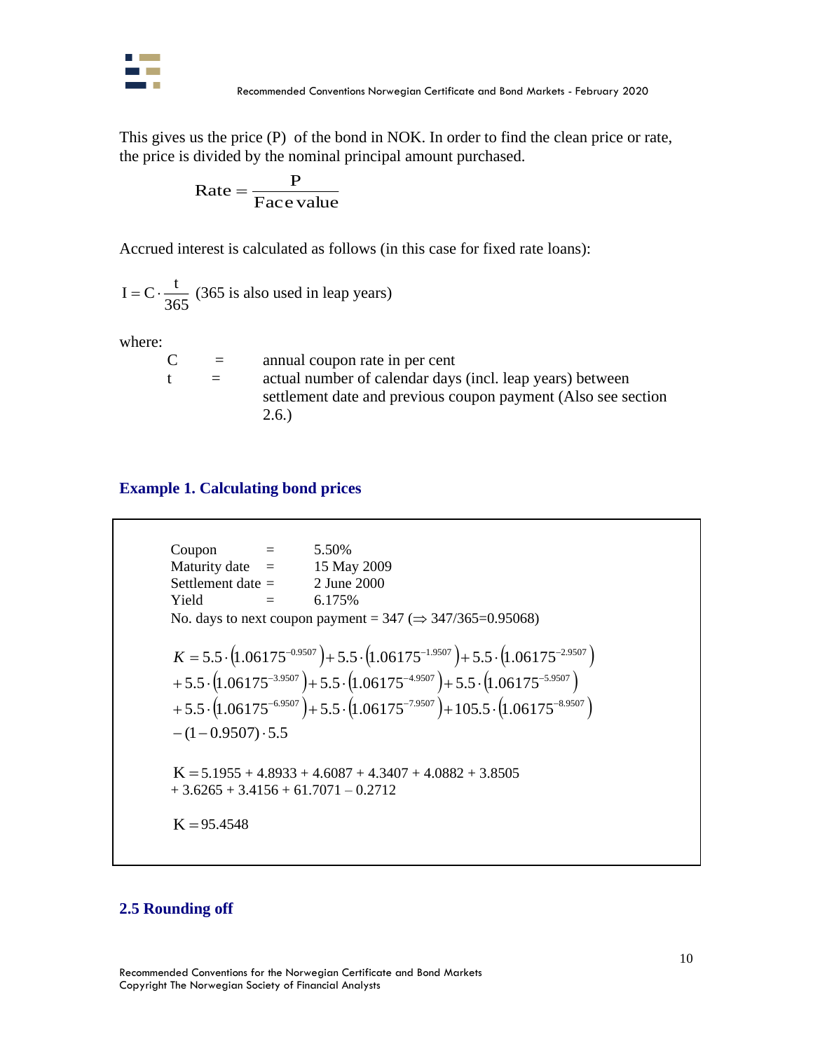This gives us the price (P) of the bond in NOK. In order to find the clean price or rate, the price is divided by the nominal principal amount purchased.

$$\text{Rate} = \frac{\text{P}}{\text{Face value}}$$

Accrued interest is calculated as follows (in this case for fixed rate loans):

$\text{I} = \text{C} \cdot \frac{\text{t}}{365}$ (365 is also used in leap years)

where:

C = annual coupon rate in per cent

t = actual number of calendar days (incl. leap years) between settlement date and previous coupon payment (Also see section 2.6.)

### Example 1. Calculating bond prices

Coupon = 5.50%
Maturity date = 15 May 2009
Settlement date = 2 June 2000
Yield = 6.175%
No. days to next coupon payment = 347 ($\Rightarrow$ 347/365=0.95068)

$$\begin{aligned} K &= 5.5 \cdot \left(1.06175^{-0.9507}\right) + 5.5 \cdot \left(1.06175^{-1.9507}\right) + 5.5 \cdot \left(1.06175^{-2.9507}\right) \\ &+ 5.5 \cdot \left(1.06175^{-3.9507}\right) + 5.5 \cdot \left(1.06175^{-4.9507}\right) + 5.5 \cdot \left(1.06175^{-5.9507}\right) \\ &+ 5.5 \cdot \left(1.06175^{-6.9507}\right) + 5.5 \cdot \left(1.06175^{-7.9507}\right) + 105.5 \cdot \left(1.06175^{-8.9507}\right) \\ &- (1 - 0.9507) \cdot 5.5 \end{aligned}$$

$$\begin{aligned} \text{K} &= 5.1955 + 4.8933 + 4.6087 + 4.3407 + 4.0882 + 3.8505 \\ &+ 3.6265 + 3.4156 + 61.7071 - 0.2712 \end{aligned}$$

$$\text{K} = 95.4548$$

## 2.5 Rounding off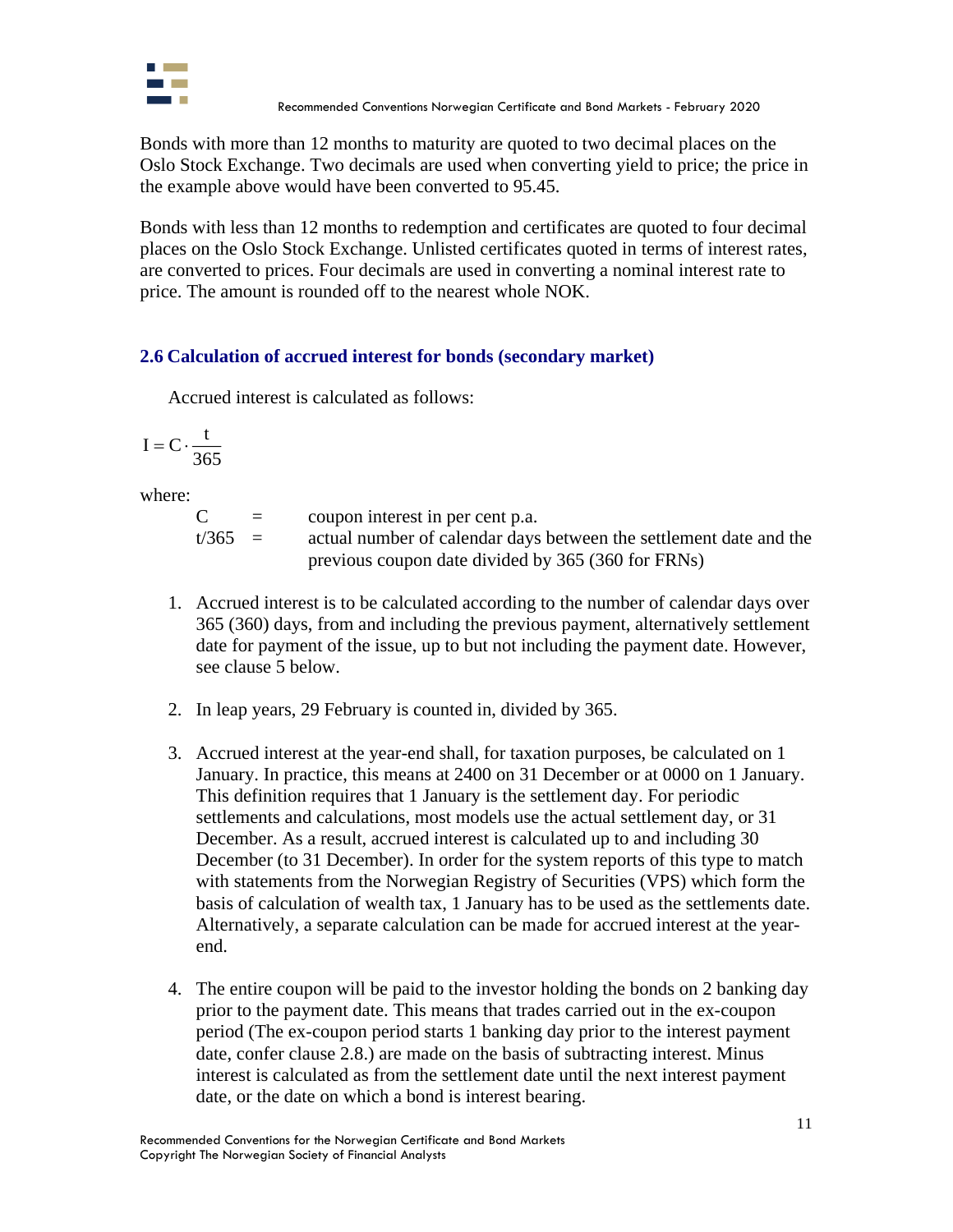Bonds with more than 12 months to maturity are quoted to two decimal places on the Oslo Stock Exchange. Two decimals are used when converting yield to price; the price in the example above would have been converted to 95.45.

Bonds with less than 12 months to redemption and certificates are quoted to four decimal places on the Oslo Stock Exchange. Unlisted certificates quoted in terms of interest rates, are converted to prices. Four decimals are used in converting a nominal interest rate to price. The amount is rounded off to the nearest whole NOK.

## 2.6 Calculation of accrued interest for bonds (secondary market)

Accrued interest is calculated as follows:

$$I = C \cdot \frac{t}{365}$$

where:

| | | |
|---|---|---|
| C | = | coupon interest in per cent p.a. |
| t/365 | = | actual number of calendar days between the settlement date and the previous coupon date divided by 365 (360 for FRNs) |

1. Accrued interest is to be calculated according to the number of calendar days over 365 (360) days, from and including the previous payment, alternatively settlement date for payment of the issue, up to but not including the payment date. However, see clause 5 below.

2. In leap years, 29 February is counted in, divided by 365.

3. Accrued interest at the year-end shall, for taxation purposes, be calculated on 1 January. In practice, this means at 2400 on 31 December or at 0000 on 1 January. This definition requires that 1 January is the settlement day. For periodic settlements and calculations, most models use the actual settlement day, or 31 December. As a result, accrued interest is calculated up to and including 30 December (to 31 December). In order for the system reports of this type to match with statements from the Norwegian Registry of Securities (VPS) which form the basis of calculation of wealth tax, 1 January has to be used as the settlements date. Alternatively, a separate calculation can be made for accrued interest at the year-end.

4. The entire coupon will be paid to the investor holding the bonds on 2 banking day prior to the payment date. This means that trades carried out in the ex-coupon period (The ex-coupon period starts 1 banking day prior to the interest payment date, confer clause 2.8.) are made on the basis of subtracting interest. Minus interest is calculated as from the settlement date until the next interest payment date, or the date on which a bond is interest bearing.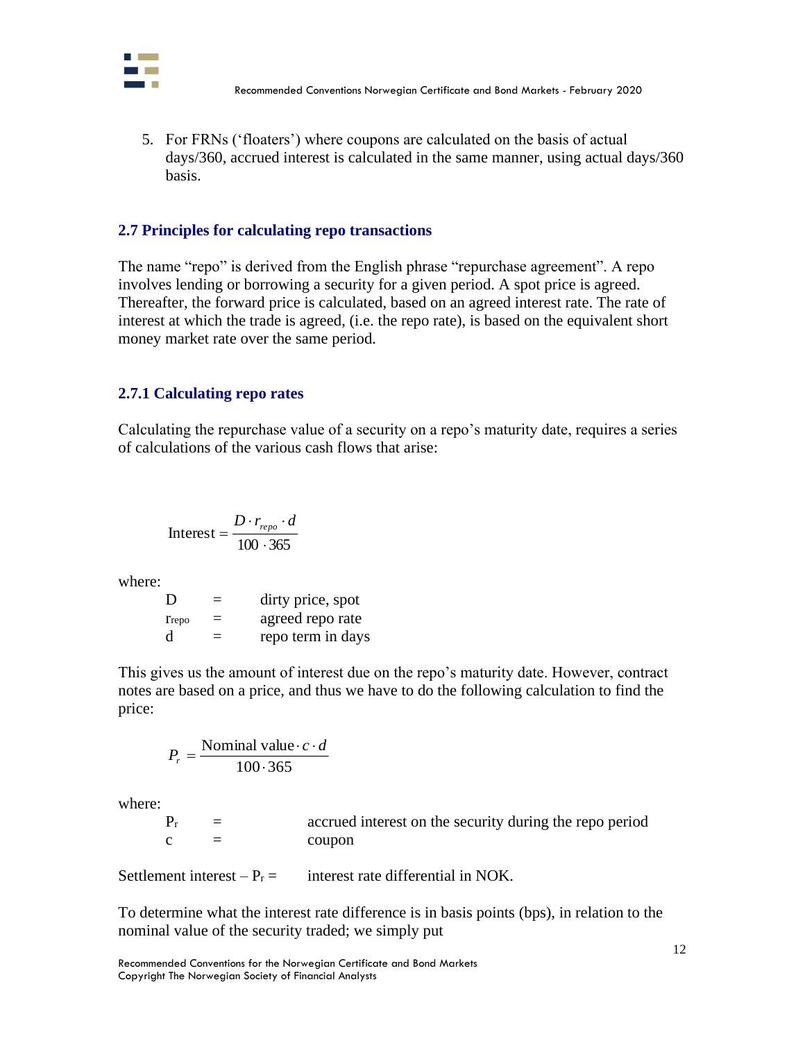5. For FRNs ('floaters') where coupons are calculated on the basis of actual days/360, accrued interest is calculated in the same manner, using actual days/360 basis.

### 2.7 Principles for calculating repo transactions

The name "repo" is derived from the English phrase "repurchase agreement". A repo involves lending or borrowing a security for a given period. A spot price is agreed. Thereafter, the forward price is calculated, based on an agreed interest rate. The rate of interest at which the trade is agreed, (i.e. the repo rate), is based on the equivalent short money market rate over the same period.

### 2.7.1 Calculating repo rates

Calculating the repurchase value of a security on a repo's maturity date, requires a series of calculations of the various cash flows that arise:

$$\text{Interest} = \frac{D \cdot r_{repo} \cdot d}{100 \cdot 365}$$

where:

| | | |
|---|---|---|
| D | = | dirty price, spot |
| $r_{repo}$ | = | agreed repo rate |
| d | = | repo term in days |

This gives us the amount of interest due on the repo's maturity date. However, contract notes are based on a price, and thus we have to do the following calculation to find the price:

$$P_r = \frac{\text{Nominal value} \cdot c \cdot d}{100 \cdot 365}$$

where:

| | | |
|---|---|---|
| $P_r$ | = | accrued interest on the security during the repo period |
| c | = | coupon |

Settlement interest – $P_r$ = interest rate differential in NOK.

To determine what the interest rate difference is in basis points (bps), in relation to the nominal value of the security traded; we simply put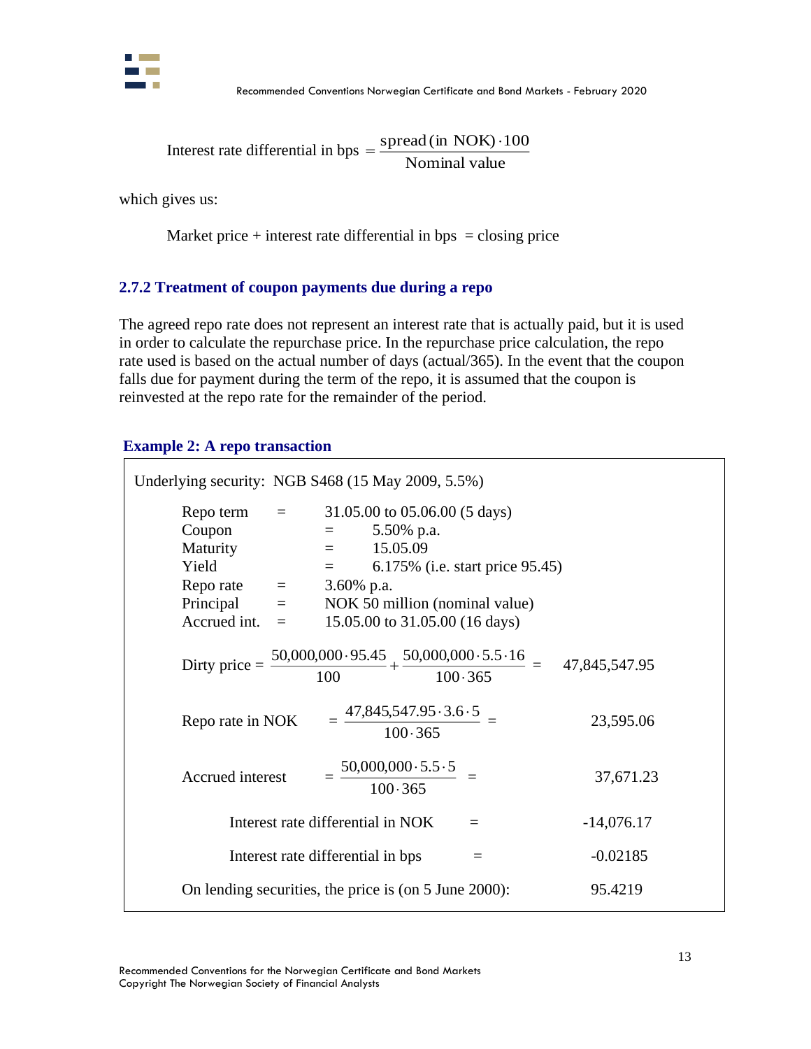$$\text{Interest rate differential in bps} = \frac{\text{spread (in NOK)} \cdot 100}{\text{Nominal value}}$$

which gives us:

$$\text{Market price} + \text{interest rate differential in bps} = \text{closing price}$$

### 2.7.2 Treatment of coupon payments due during a repo

The agreed repo rate does not represent an interest rate that is actually paid, but it is used in order to calculate the repurchase price. In the repurchase price calculation, the repo rate used is based on the actual number of days (actual/365). In the event that the coupon falls due for payment during the term of the repo, it is assumed that the coupon is reinvested at the repo rate for the remainder of the period.

#### Example 2: A repo transaction

Underlying security: NGB S468 (15 May 2009, 5.5%)

| | | |
|---|---|---|
| Repo term | = | 31.05.00 to 05.06.00 (5 days) |
| Coupon | = | 5.50% p.a. |
| Maturity | = | 15.05.09 |
| Yield | = | 6.175% (i.e. start price 95.45) |
| Repo rate | = | 3.60% p.a. |
| Principal | = | NOK 50 million (nominal value) |
| Accrued int. | = | 15.05.00 to 31.05.00 (16 days) |

$$\text{Dirty price} = \frac{50{,}000{,}000 \cdot 95.45}{100} + \frac{50{,}000{,}000 \cdot 5.5 \cdot 16}{100 \cdot 365} = 47{,}845{,}547.95$$

$$\text{Repo rate in NOK} = \frac{47{,}845{,}547.95 \cdot 3.6 \cdot 5}{100 \cdot 365} = 23{,}595.06$$

$$\text{Accrued interest} = \frac{50{,}000{,}000 \cdot 5.5 \cdot 5}{100 \cdot 365} = 37{,}671.23$$

Interest rate differential in NOK = -14,076.17

Interest rate differential in bps = -0.02185

On lending securities, the price is (on 5 June 2000): 95.4219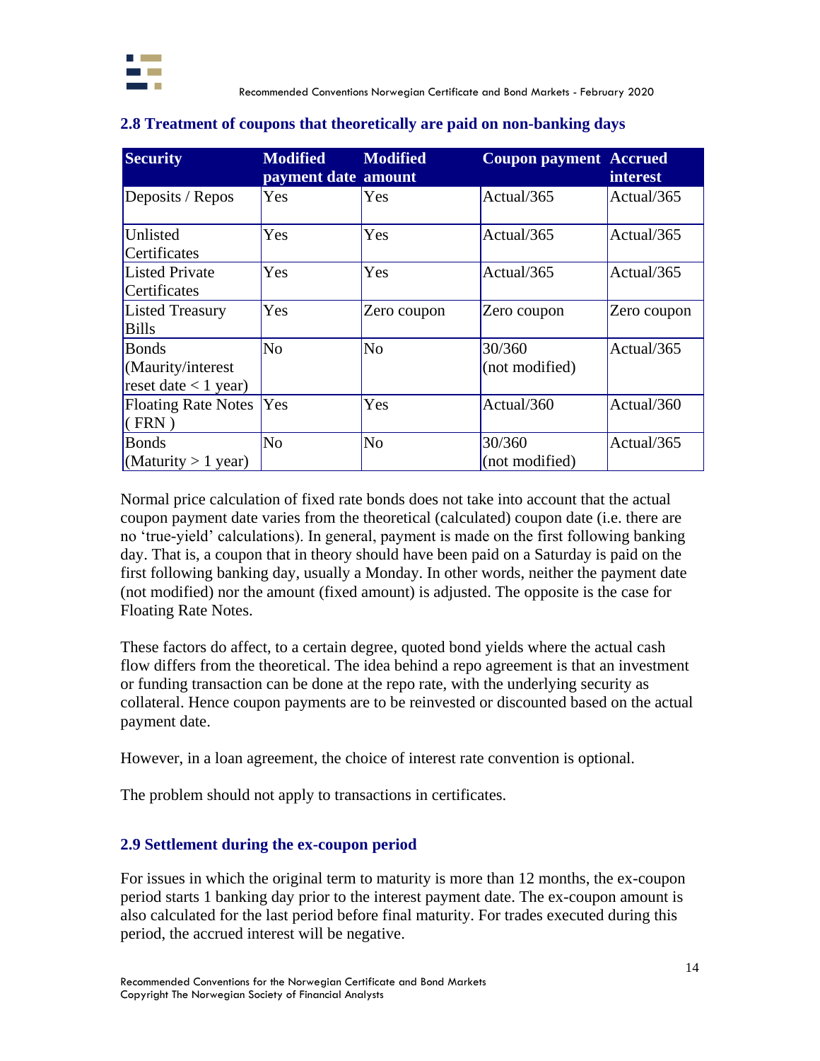## 2.8 Treatment of coupons that theoretically are paid on non-banking days

| Security | Modified payment date | Modified amount | Coupon payment | Accrued interest |
|---|---|---|---|---|
| Deposits / Repos | Yes | Yes | Actual/365 | Actual/365 |
| Unlisted Certificates | Yes | Yes | Actual/365 | Actual/365 |
| Listed Private Certificates | Yes | Yes | Actual/365 | Actual/365 |
| Listed Treasury Bills | Yes | Zero coupon | Zero coupon | Zero coupon |
| Bonds (Maurity/interest reset date < 1 year) | No | No | 30/360 (not modified) | Actual/365 |
| Floating Rate Notes ( FRN ) | Yes | Yes | Actual/360 | Actual/360 |
| Bonds (Maturity > 1 year) | No | No | 30/360 (not modified) | Actual/365 |

Normal price calculation of fixed rate bonds does not take into account that the actual coupon payment date varies from the theoretical (calculated) coupon date (i.e. there are no 'true-yield' calculations). In general, payment is made on the first following banking day. That is, a coupon that in theory should have been paid on a Saturday is paid on the first following banking day, usually a Monday. In other words, neither the payment date (not modified) nor the amount (fixed amount) is adjusted. The opposite is the case for Floating Rate Notes.

These factors do affect, to a certain degree, quoted bond yields where the actual cash flow differs from the theoretical. The idea behind a repo agreement is that an investment or funding transaction can be done at the repo rate, with the underlying security as collateral. Hence coupon payments are to be reinvested or discounted based on the actual payment date.

However, in a loan agreement, the choice of interest rate convention is optional.

The problem should not apply to transactions in certificates.

## 2.9 Settlement during the ex-coupon period

For issues in which the original term to maturity is more than 12 months, the ex-coupon period starts 1 banking day prior to the interest payment date. The ex-coupon amount is also calculated for the last period before final maturity. For trades executed during this period, the accrued interest will be negative.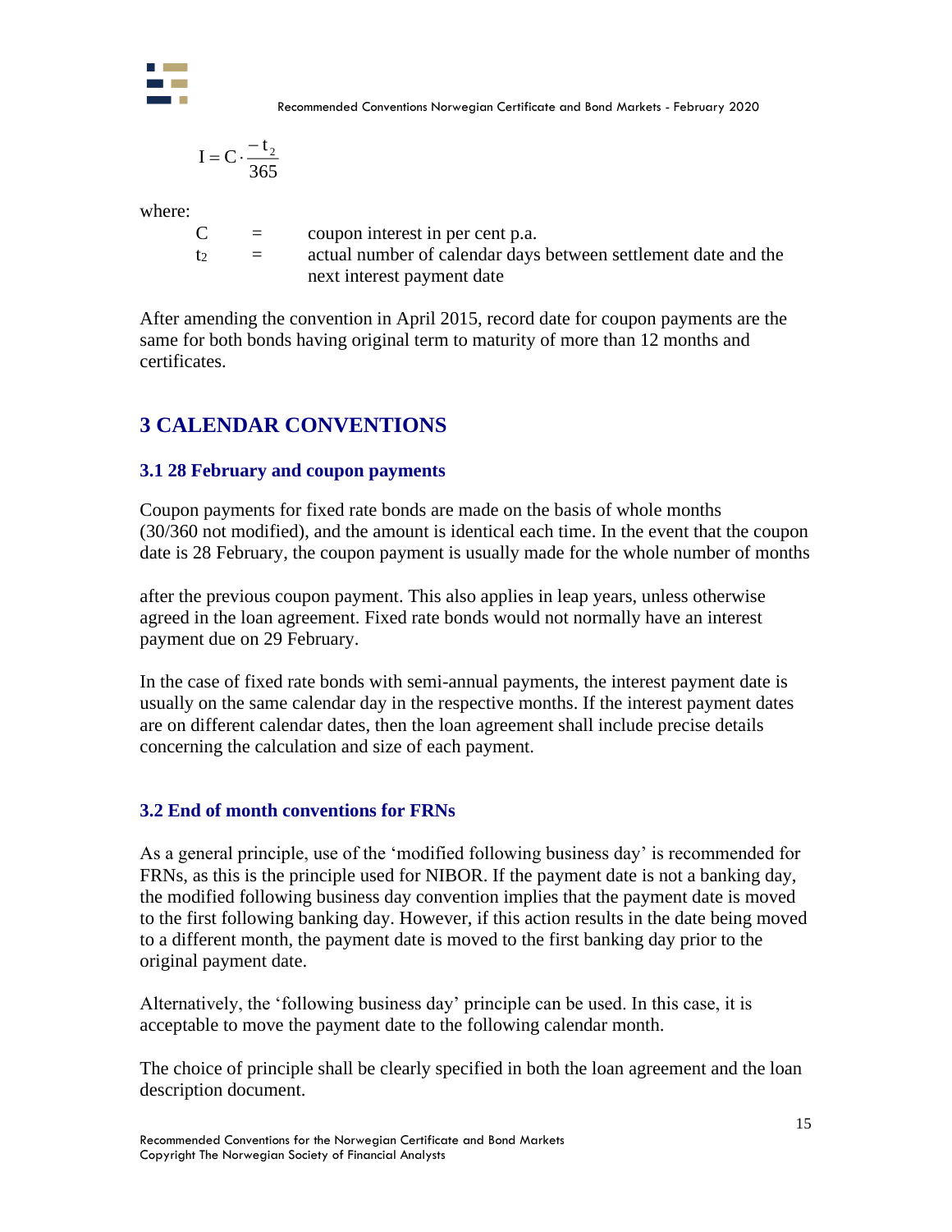$$I = C \cdot \frac{-t_2}{365}$$

where:

$C$ = coupon interest in per cent p.a.

$t_2$ = actual number of calendar days between settlement date and the next interest payment date

After amending the convention in April 2015, record date for coupon payments are the same for both bonds having original term to maturity of more than 12 months and certificates.

# 3 CALENDAR CONVENTIONS

## 3.1 28 February and coupon payments

Coupon payments for fixed rate bonds are made on the basis of whole months (30/360 not modified), and the amount is identical each time. In the event that the coupon date is 28 February, the coupon payment is usually made for the whole number of months after the previous coupon payment. This also applies in leap years, unless otherwise agreed in the loan agreement. Fixed rate bonds would not normally have an interest payment due on 29 February.

In the case of fixed rate bonds with semi-annual payments, the interest payment date is usually on the same calendar day in the respective months. If the interest payment dates are on different calendar dates, then the loan agreement shall include precise details concerning the calculation and size of each payment.

## 3.2 End of month conventions for FRNs

As a general principle, use of the 'modified following business day' is recommended for FRNs, as this is the principle used for NIBOR. If the payment date is not a banking day, the modified following business day convention implies that the payment date is moved to the first following banking day. However, if this action results in the date being moved to a different month, the payment date is moved to the first banking day prior to the original payment date.

Alternatively, the 'following business day' principle can be used. In this case, it is acceptable to move the payment date to the following calendar month.

The choice of principle shall be clearly specified in both the loan agreement and the loan description document.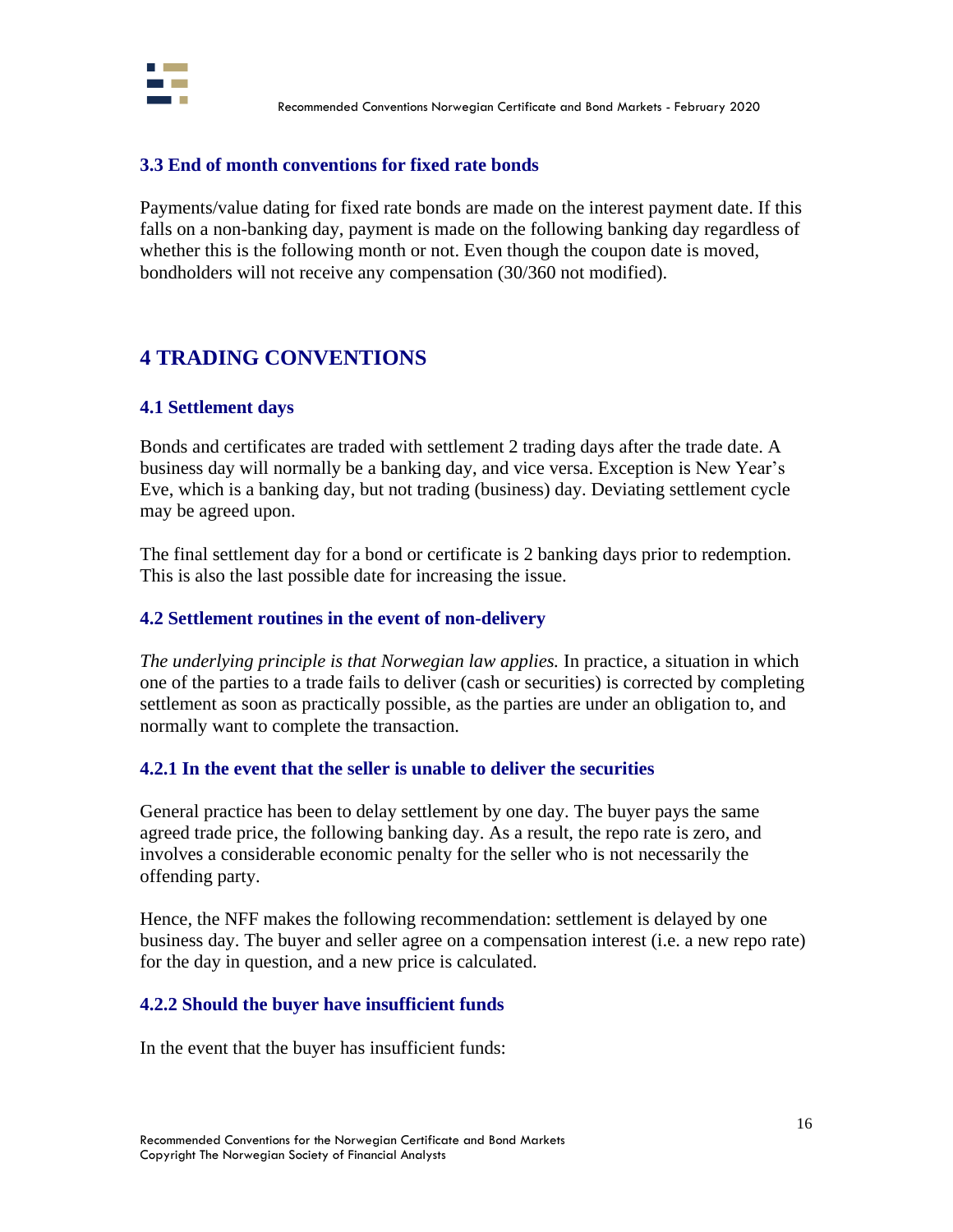### 3.3 End of month conventions for fixed rate bonds

Payments/value dating for fixed rate bonds are made on the interest payment date. If this falls on a non-banking day, payment is made on the following banking day regardless of whether this is the following month or not. Even though the coupon date is moved, bondholders will not receive any compensation (30/360 not modified).

## 4 TRADING CONVENTIONS

### 4.1 Settlement days

Bonds and certificates are traded with settlement 2 trading days after the trade date. A business day will normally be a banking day, and vice versa. Exception is New Year's Eve, which is a banking day, but not trading (business) day. Deviating settlement cycle may be agreed upon.

The final settlement day for a bond or certificate is 2 banking days prior to redemption. This is also the last possible date for increasing the issue.

### 4.2 Settlement routines in the event of non-delivery

*The underlying principle is that Norwegian law applies.* In practice, a situation in which one of the parties to a trade fails to deliver (cash or securities) is corrected by completing settlement as soon as practically possible, as the parties are under an obligation to, and normally want to complete the transaction.

#### 4.2.1 In the event that the seller is unable to deliver the securities

General practice has been to delay settlement by one day. The buyer pays the same agreed trade price, the following banking day. As a result, the repo rate is zero, and involves a considerable economic penalty for the seller who is not necessarily the offending party.

Hence, the NFF makes the following recommendation: settlement is delayed by one business day. The buyer and seller agree on a compensation interest (i.e. a new repo rate) for the day in question, and a new price is calculated.

#### 4.2.2 Should the buyer have insufficient funds

In the event that the buyer has insufficient funds: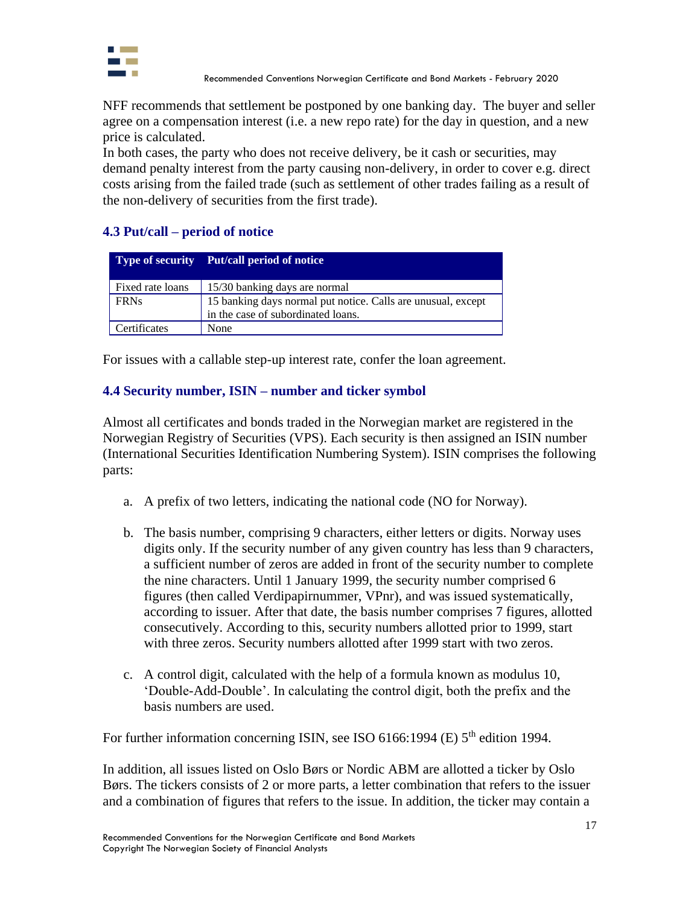NFF recommends that settlement be postponed by one banking day. The buyer and seller agree on a compensation interest (i.e. a new repo rate) for the day in question, and a new price is calculated.
In both cases, the party who does not receive delivery, be it cash or securities, may demand penalty interest from the party causing non-delivery, in order to cover e.g. direct costs arising from the failed trade (such as settlement of other trades failing as a result of the non-delivery of securities from the first trade).

### 4.3 Put/call – period of notice

| Type of security | Put/call period of notice |
|---|---|
| Fixed rate loans | 15/30 banking days are normal |
| FRNs | 15 banking days normal put notice. Calls are unusual, except in the case of subordinated loans. |
| Certificates | None |

For issues with a callable step-up interest rate, confer the loan agreement.

### 4.4 Security number, ISIN – number and ticker symbol

Almost all certificates and bonds traded in the Norwegian market are registered in the Norwegian Registry of Securities (VPS). Each security is then assigned an ISIN number (International Securities Identification Numbering System). ISIN comprises the following parts:

a. A prefix of two letters, indicating the national code (NO for Norway).

b. The basis number, comprising 9 characters, either letters or digits. Norway uses digits only. If the security number of any given country has less than 9 characters, a sufficient number of zeros are added in front of the security number to complete the nine characters. Until 1 January 1999, the security number comprised 6 figures (then called Verdipapirnummer, VPnr), and was issued systematically, according to issuer. After that date, the basis number comprises 7 figures, allotted consecutively. According to this, security numbers allotted prior to 1999, start with three zeros. Security numbers allotted after 1999 start with two zeros.

c. A control digit, calculated with the help of a formula known as modulus 10, 'Double-Add-Double'. In calculating the control digit, both the prefix and the basis numbers are used.

For further information concerning ISIN, see ISO 6166:1994 (E) 5th edition 1994.

In addition, all issues listed on Oslo Børs or Nordic ABM are allotted a ticker by Oslo Børs. The tickers consists of 2 or more parts, a letter combination that refers to the issuer and a combination of figures that refers to the issue. In addition, the ticker may contain a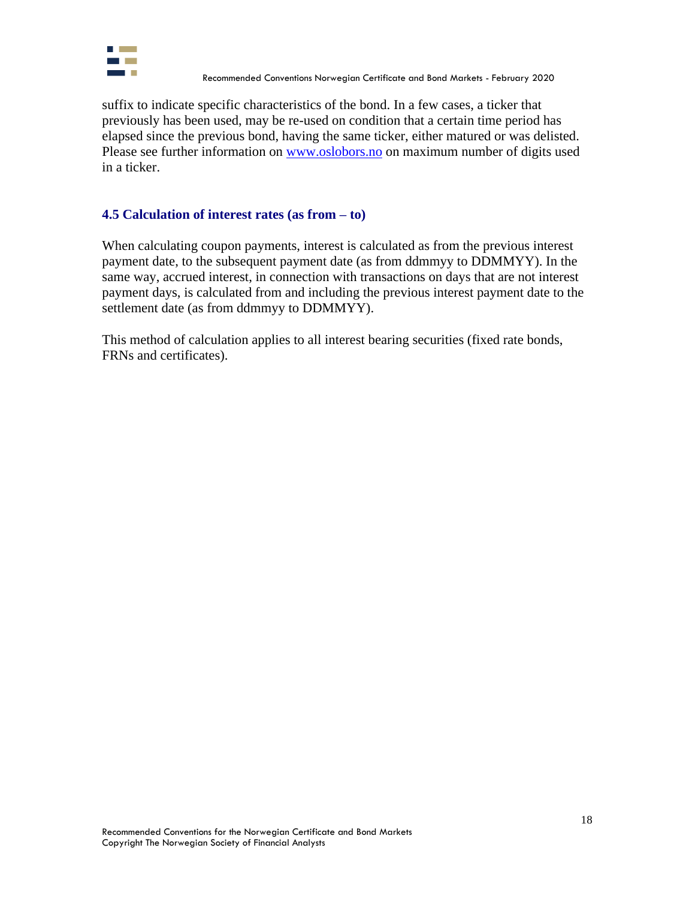suffix to indicate specific characteristics of the bond. In a few cases, a ticker that previously has been used, may be re-used on condition that a certain time period has elapsed since the previous bond, having the same ticker, either matured or was delisted. Please see further information on www.oslobors.no on maximum number of digits used in a ticker.

### 4.5 Calculation of interest rates (as from – to)

When calculating coupon payments, interest is calculated as from the previous interest payment date, to the subsequent payment date (as from ddmmyy to DDMMYY). In the same way, accrued interest, in connection with transactions on days that are not interest payment days, is calculated from and including the previous interest payment date to the settlement date (as from ddmmyy to DDMMYY).

This method of calculation applies to all interest bearing securities (fixed rate bonds, FRNs and certificates).